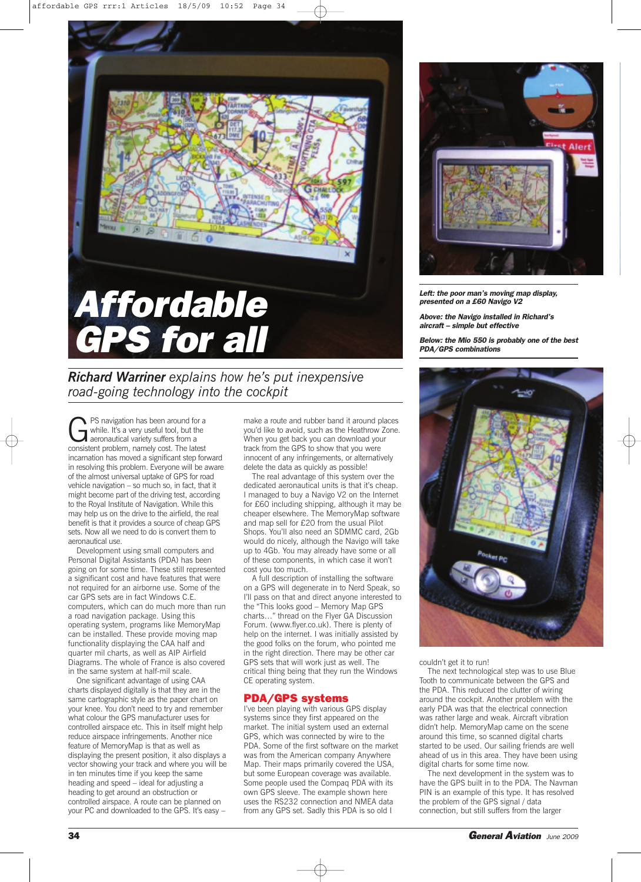# Affordable GPS for all

***Richard Warriner** explains how he's put inexpensive road-going technology into the cockpit*

*Left: the poor man's moving map display, presented on a £60 Navigo V2*

*Above: the Navigo installed in Richard's aircraft – simple but effective*

*Below: the Mio 550 is probably one of the best PDA/GPS combinations*

GPS navigation has been around for a while. It's a very useful tool, but the aeronautical variety suffers from a consistent problem, namely cost. The latest incarnation has moved a significant step forward in resolving this problem. Everyone will be aware of the almost universal uptake of GPS for road vehicle navigation – so much so, in fact, that it might become part of the driving test, according to the Royal Institute of Navigation. While this may help us on the drive to the airfield, the real benefit is that it provides a source of cheap GPS sets. Now all we need to do is convert them to aeronautical use.

Development using small computers and Personal Digital Assistants (PDA) has been going on for some time. These still represented a significant cost and have features that were not required for an airborne use. Some of the car GPS sets are in fact Windows C.E. computers, which can do much more than run a road navigation package. Using this operating system, programs like MemoryMap can be installed. These provide moving map functionality displaying the CAA half and quarter mil charts, as well as AIP Airfield Diagrams. The whole of France is also covered in the same system at half-mil scale.

One significant advantage of using CAA charts displayed digitally is that they are in the same cartographic style as the paper chart on your knee. You don't need to try and remember what colour the GPS manufacturer uses for controlled airspace etc. This in itself might help reduce airspace infringements. Another nice feature of MemoryMap is that as well as displaying the present position, it also displays a vector showing your track and where you will be in ten minutes time if you keep the same heading and speed – ideal for adjusting a heading to get around an obstruction or controlled airspace. A route can be planned on your PC and downloaded to the GPS. It's easy – make a route and rubber band it around places you'd like to avoid, such as the Heathrow Zone. When you get back you can download your track from the GPS to show that you were innocent of any infringements, or alternatively delete the data as quickly as possible!

The real advantage of this system over the dedicated aeronautical units is that it's cheap. I managed to buy a Navigo V2 on the Internet for £60 including shipping, although it may be cheaper elsewhere. The MemoryMap software and map sell for £20 from the usual Pilot Shops. You'll also need an SDMMC card, 2Gb would do nicely, although the Navigo will take up to 4Gb. You may already have some or all of these components, in which case it won't cost you too much.

A full description of installing the software on a GPS will degenerate in to Nerd Speak, so I'll pass on that and direct anyone interested to the "This looks good – Memory Map GPS charts…" thread on the Flyer GA Discussion Forum. (www.flyer.co.uk). There is plenty of help on the internet. I was initially assisted by the good folks on the forum, who pointed me in the right direction. There may be other car GPS sets that will work just as well. The critical thing being that they run the Windows CE operating system.

## PDA/GPS systems

I've been playing with various GPS display systems since they first appeared on the market. The initial system used an external GPS, which was connected by wire to the PDA. Some of the first software on the market was from the American company Anywhere Map. Their maps primarily covered the USA, but some European coverage was available. Some people used the Compaq PDA with its own GPS sleeve. The example shown here uses the RS232 connection and NMEA data from any GPS set. Sadly this PDA is so old I couldn't get it to run!

The next technological step was to use Blue Tooth to communicate between the GPS and the PDA. This reduced the clutter of wiring around the cockpit. Another problem with the early PDA was that the electrical connection was rather large and weak. Aircraft vibration didn't help. MemoryMap came on the scene around this time, so scanned digital charts started to be used. Our sailing friends are well ahead of us in this area. They have been using digital charts for some time now.

The next development in the system was to have the GPS built in to the PDA. The Navman PIN is an example of this type. It has resolved the problem of the GPS signal / data connection, but still suffers from the larger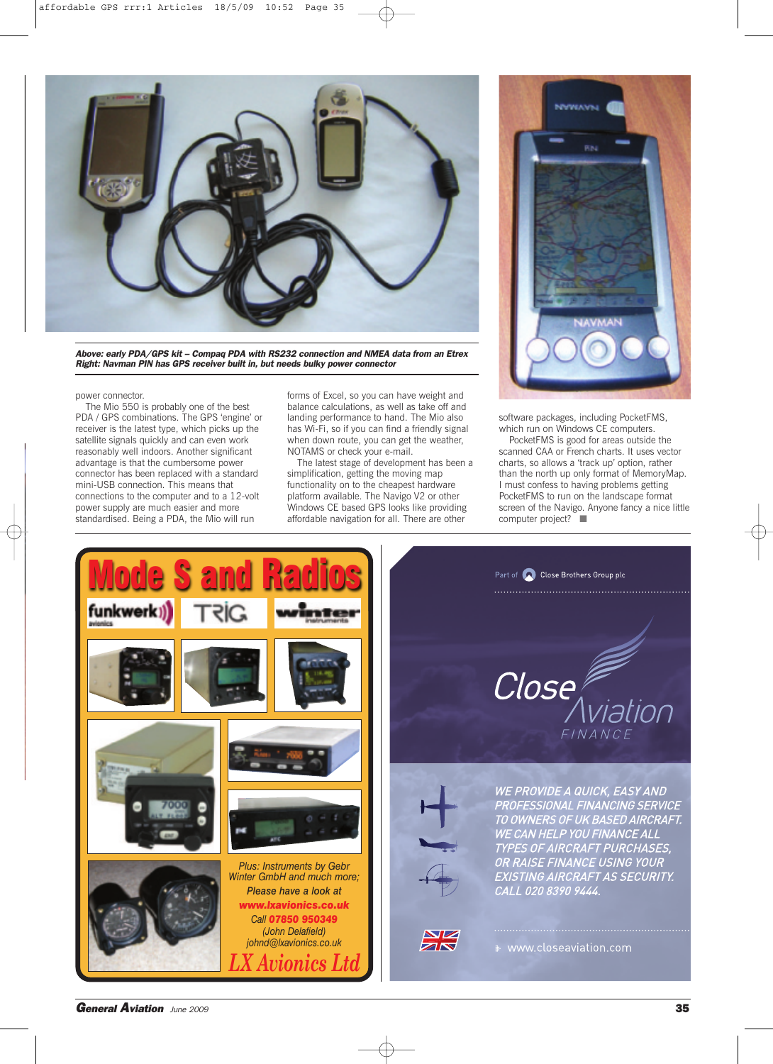**Above: early PDA/GPS kit – Compaq PDA with RS232 connection and NMEA data from an Etrex**
**Right: Navman PIN has GPS receiver built in, but needs bulky power connector**

power connector.

The Mio 550 is probably one of the best PDA / GPS combinations. The GPS 'engine' or receiver is the latest type, which picks up the satellite signals quickly and can even work reasonably well indoors. Another significant advantage is that the cumbersome power connector has been replaced with a standard mini-USB connection. This means that connections to the computer and to a 12-volt power supply are much easier and more standardised. Being a PDA, the Mio will run forms of Excel, so you can have weight and balance calculations, as well as take off and landing performance to hand. The Mio also has Wi-Fi, so if you can find a friendly signal when down route, you can get the weather, NOTAMS or check your e-mail.

The latest stage of development has been a simplification, getting the moving map functionality on to the cheapest hardware platform available. The Navigo V2 or other Windows CE based GPS looks like providing affordable navigation for all. There are other software packages, including PocketFMS, which run on Windows CE computers.

PocketFMS is good for areas outside the scanned CAA or French charts. It uses vector charts, so allows a 'track up' option, rather than the north up only format of MemoryMap. I must confess to having problems getting PocketFMS to run on the landscape format screen of the Navigo. Anyone fancy a nice little computer project? ■

**Mode S and Radios**

funkwerk avionics · TRIG · winter instruments

Plus: Instruments by Gebr Winter GmbH and much more;

Please have a look at

**www.lxavionics.co.uk**

Call **07850 950349**

(John Delafield)

johnd@lxavionics.co.uk

**LX Avionics Ltd**

Part of Close Brothers Group plc

**Close Aviation FINANCE**

WE PROVIDE A QUICK, EASY AND PROFESSIONAL FINANCING SERVICE TO OWNERS OF UK BASED AIRCRAFT. WE CAN HELP YOU FINANCE ALL TYPES OF AIRCRAFT PURCHASES, OR RAISE FINANCE USING YOUR EXISTING AIRCRAFT AS SECURITY. CALL 020 8390 9444.

www.closeaviation.com